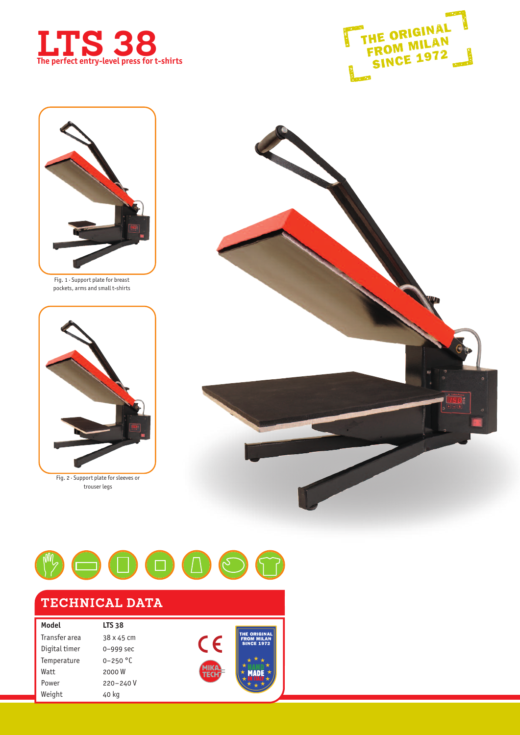# LTS 38

**The perfect entry-level press for t-shirts**

THE ORIGINAL FROM MILAN SINCE 1972

Fig. 1 · Support plate for breast pockets, arms and small t-shirts

Fig. 2 · Support plate for sleeves or trouser legs

## TECHNICAL DATA

| Model | LTS 38 |
|---|---|
| Transfer area | 38 x 45 cm |
| Digital timer | 0–999 sec |
| Temperature | 0–250 °C |
| Watt | 2000 W |
| Power | 220–240 V |
| Weight | 40 kg |

THE ORIGINAL FROM MILAN SINCE 1972

HAND MADE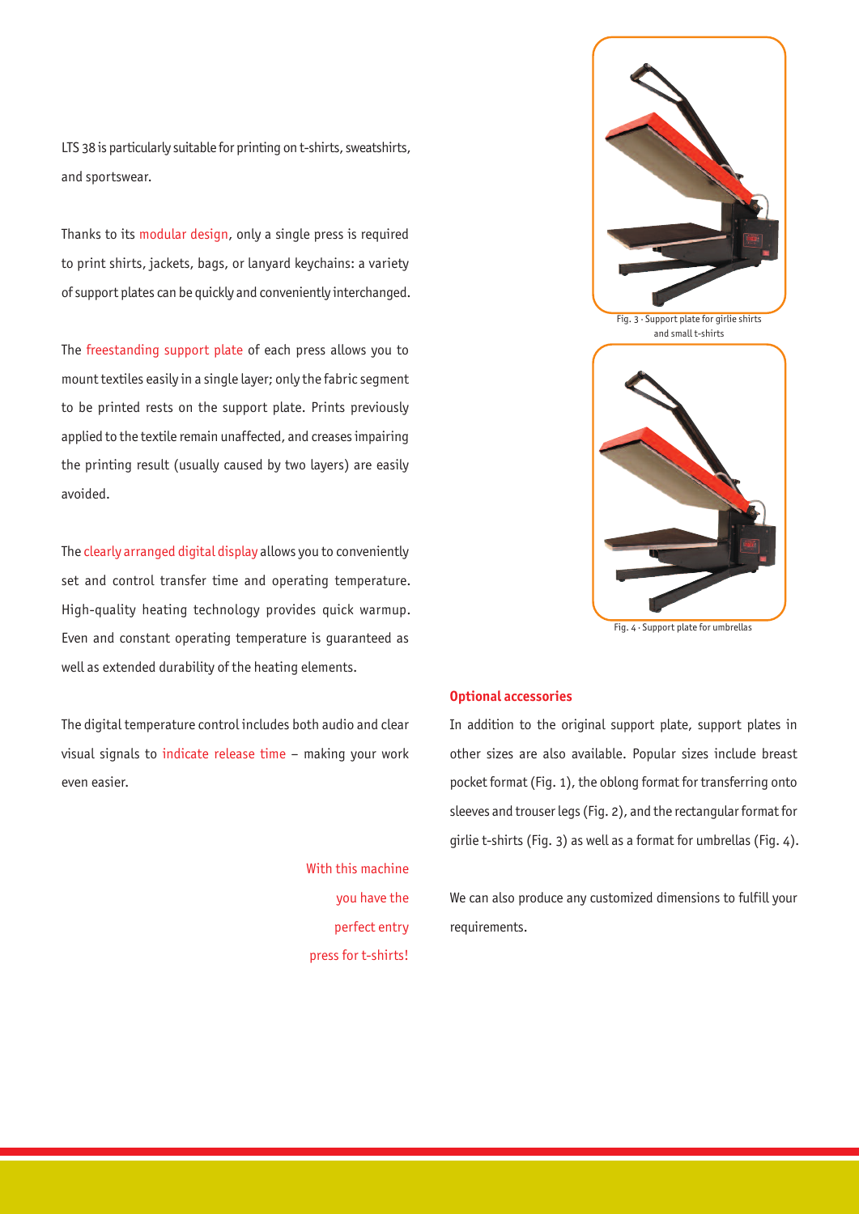LTS 38 is particularly suitable for printing on t-shirts, sweatshirts, and sportswear.

Thanks to its modular design, only a single press is required to print shirts, jackets, bags, or lanyard keychains: a variety of support plates can be quickly and conveniently interchanged.

The freestanding support plate of each press allows you to mount textiles easily in a single layer; only the fabric segment to be printed rests on the support plate. Prints previously applied to the textile remain unaffected, and creases impairing the printing result (usually caused by two layers) are easily avoided.

The clearly arranged digital display allows you to conveniently set and control transfer time and operating temperature. High-quality heating technology provides quick warmup. Even and constant operating temperature is guaranteed as well as extended durability of the heating elements.

The digital temperature control includes both audio and clear visual signals to indicate release time – making your work even easier.

With this machine you have the perfect entry press for t-shirts!

Fig. 3 · Support plate for girlie shirts and small t-shirts

Fig. 4 · Support plate for umbrellas

**Optional accessories**

In addition to the original support plate, support plates in other sizes are also available. Popular sizes include breast pocket format (Fig. 1), the oblong format for transferring onto sleeves and trouser legs (Fig. 2), and the rectangular format for girlie t-shirts (Fig. 3) as well as a format for umbrellas (Fig. 4).

We can also produce any customized dimensions to fulfill your requirements.